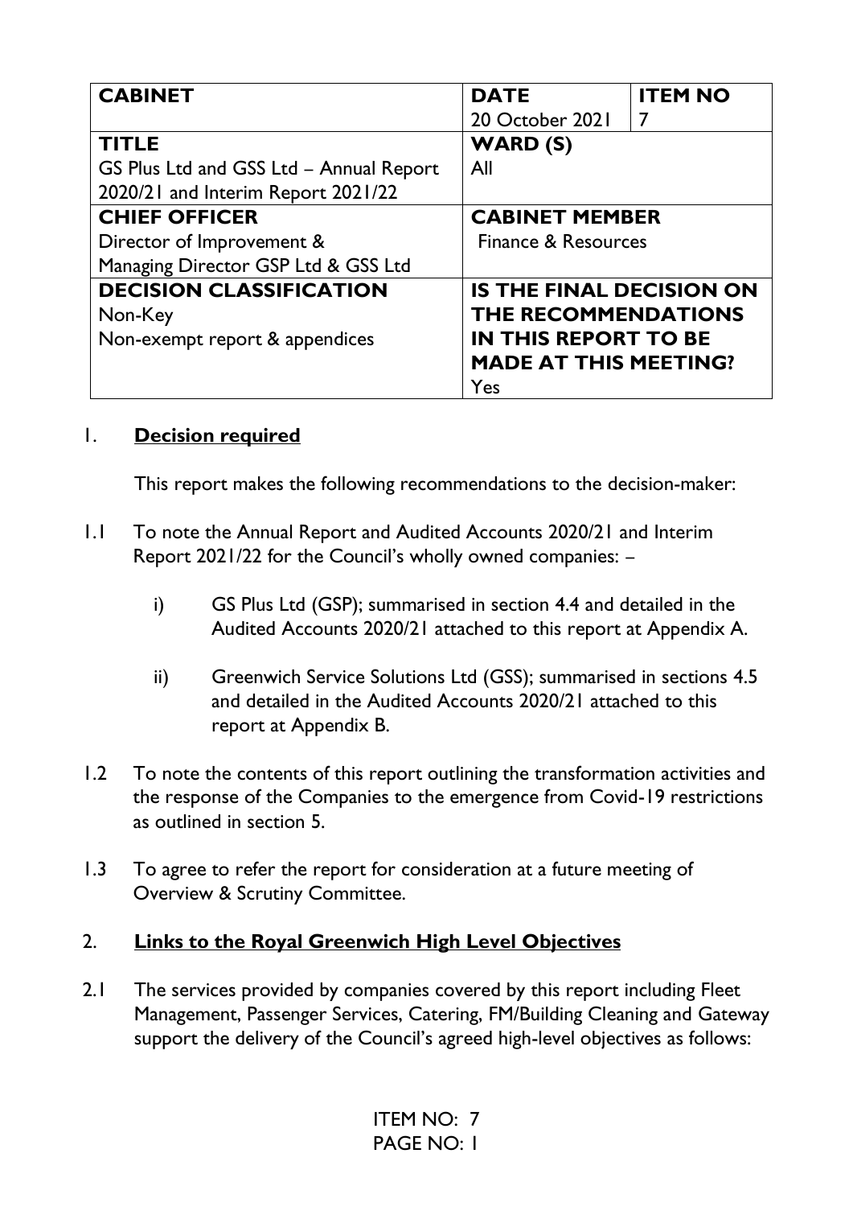| **CABINET** | **DATE**<br>20 October 2021 | **ITEM NO**<br>7 |
|---|---|---|
| **TITLE**<br>GS Plus Ltd and GSS Ltd – Annual Report 2020/21 and Interim Report 2021/22 | **WARD (S)**<br>All | |
| **CHIEF OFFICER**<br>Director of Improvement & Managing Director GSP Ltd & GSS Ltd | **CABINET MEMBER**<br>Finance & Resources | |
| **DECISION CLASSIFICATION**<br>Non-Key<br>Non-exempt report & appendices | **IS THE FINAL DECISION ON THE RECOMMENDATIONS IN THIS REPORT TO BE MADE AT THIS MEETING?**<br>Yes | |

## 1. Decision required

This report makes the following recommendations to the decision-maker:

1.1 To note the Annual Report and Audited Accounts 2020/21 and Interim Report 2021/22 for the Council's wholly owned companies: –

- i) GS Plus Ltd (GSP); summarised in section 4.4 and detailed in the Audited Accounts 2020/21 attached to this report at Appendix A.

- ii) Greenwich Service Solutions Ltd (GSS); summarised in sections 4.5 and detailed in the Audited Accounts 2020/21 attached to this report at Appendix B.

1.2 To note the contents of this report outlining the transformation activities and the response of the Companies to the emergence from Covid-19 restrictions as outlined in section 5.

1.3 To agree to refer the report for consideration at a future meeting of Overview & Scrutiny Committee.

## 2. Links to the Royal Greenwich High Level Objectives

2.1 The services provided by companies covered by this report including Fleet Management, Passenger Services, Catering, FM/Building Cleaning and Gateway support the delivery of the Council's agreed high-level objectives as follows: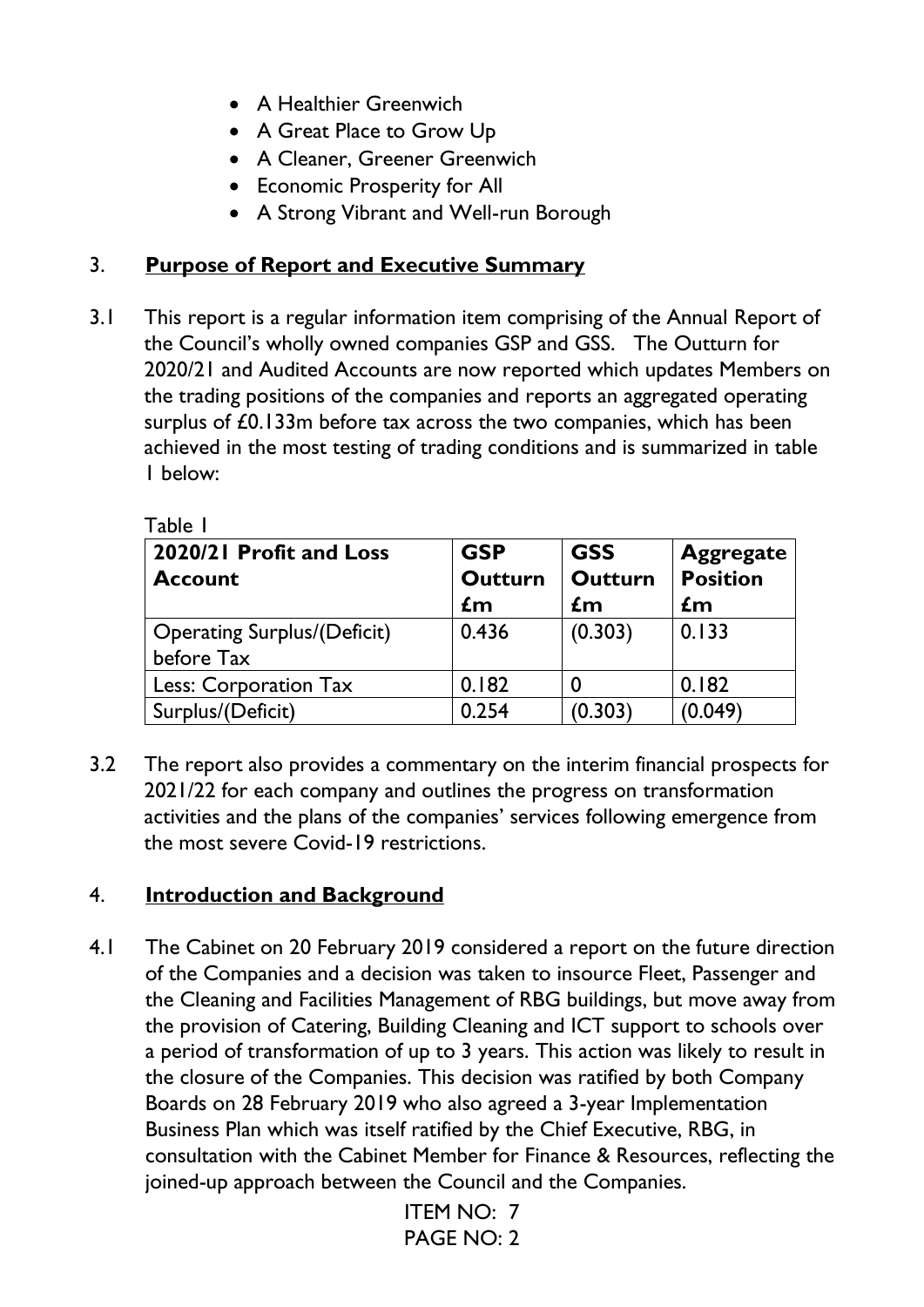- A Healthier Greenwich
- A Great Place to Grow Up
- A Cleaner, Greener Greenwich
- Economic Prosperity for All
- A Strong Vibrant and Well-run Borough

## 3. Purpose of Report and Executive Summary

3.1 This report is a regular information item comprising of the Annual Report of the Council's wholly owned companies GSP and GSS. The Outturn for 2020/21 and Audited Accounts are now reported which updates Members on the trading positions of the companies and reports an aggregated operating surplus of £0.133m before tax across the two companies, which has been achieved in the most testing of trading conditions and is summarized in table 1 below:

Table 1

| 2020/21 Profit and Loss Account | GSP Outturn £m | GSS Outturn £m | Aggregate Position £m |
|---|---|---|---|
| Operating Surplus/(Deficit) before Tax | 0.436 | (0.303) | 0.133 |
| Less: Corporation Tax | 0.182 | 0 | 0.182 |
| Surplus/(Deficit) | 0.254 | (0.303) | (0.049) |

3.2 The report also provides a commentary on the interim financial prospects for 2021/22 for each company and outlines the progress on transformation activities and the plans of the companies' services following emergence from the most severe Covid-19 restrictions.

## 4. Introduction and Background

4.1 The Cabinet on 20 February 2019 considered a report on the future direction of the Companies and a decision was taken to insource Fleet, Passenger and the Cleaning and Facilities Management of RBG buildings, but move away from the provision of Catering, Building Cleaning and ICT support to schools over a period of transformation of up to 3 years. This action was likely to result in the closure of the Companies. This decision was ratified by both Company Boards on 28 February 2019 who also agreed a 3-year Implementation Business Plan which was itself ratified by the Chief Executive, RBG, in consultation with the Cabinet Member for Finance & Resources, reflecting the joined-up approach between the Council and the Companies.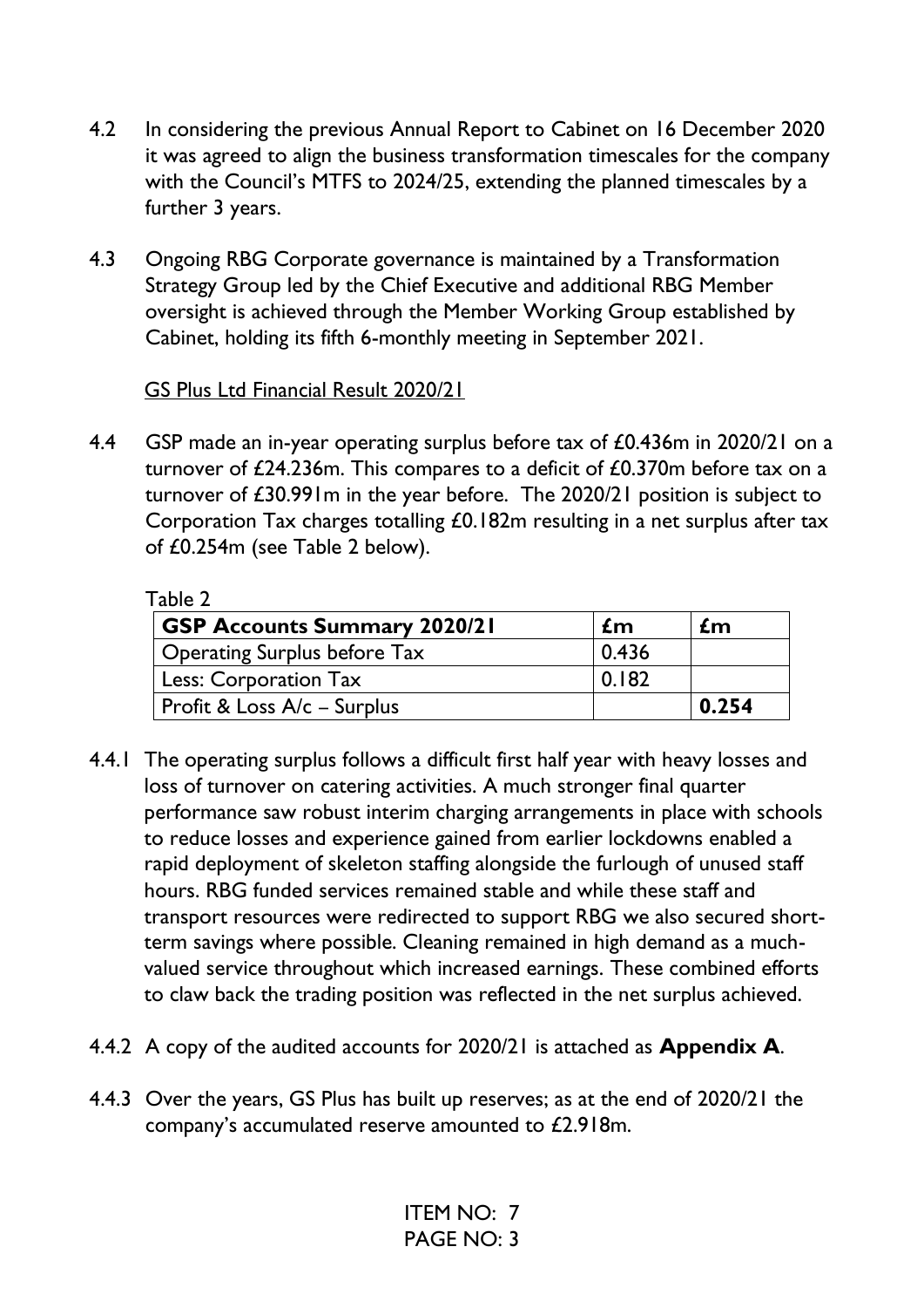4.2 In considering the previous Annual Report to Cabinet on 16 December 2020 it was agreed to align the business transformation timescales for the company with the Council's MTFS to 2024/25, extending the planned timescales by a further 3 years.

4.3 Ongoing RBG Corporate governance is maintained by a Transformation Strategy Group led by the Chief Executive and additional RBG Member oversight is achieved through the Member Working Group established by Cabinet, holding its fifth 6-monthly meeting in September 2021.

<u>GS Plus Ltd Financial Result 2020/21</u>

4.4 GSP made an in-year operating surplus before tax of £0.436m in 2020/21 on a turnover of £24.236m. This compares to a deficit of £0.370m before tax on a turnover of £30.991m in the year before. The 2020/21 position is subject to Corporation Tax charges totalling £0.182m resulting in a net surplus after tax of £0.254m (see Table 2 below).

Table 2

| **GSP Accounts Summary 2020/21** | **£m** | **£m** |
|---|---|---|
| Operating Surplus before Tax | 0.436 | |
| Less: Corporation Tax | 0.182 | |
| Profit & Loss A/c – Surplus | | **0.254** |

4.4.1 The operating surplus follows a difficult first half year with heavy losses and loss of turnover on catering activities. A much stronger final quarter performance saw robust interim charging arrangements in place with schools to reduce losses and experience gained from earlier lockdowns enabled a rapid deployment of skeleton staffing alongside the furlough of unused staff hours. RBG funded services remained stable and while these staff and transport resources were redirected to support RBG we also secured short-term savings where possible. Cleaning remained in high demand as a much-valued service throughout which increased earnings. These combined efforts to claw back the trading position was reflected in the net surplus achieved.

4.4.2 A copy of the audited accounts for 2020/21 is attached as **Appendix A**.

4.4.3 Over the years, GS Plus has built up reserves; as at the end of 2020/21 the company's accumulated reserve amounted to £2.918m.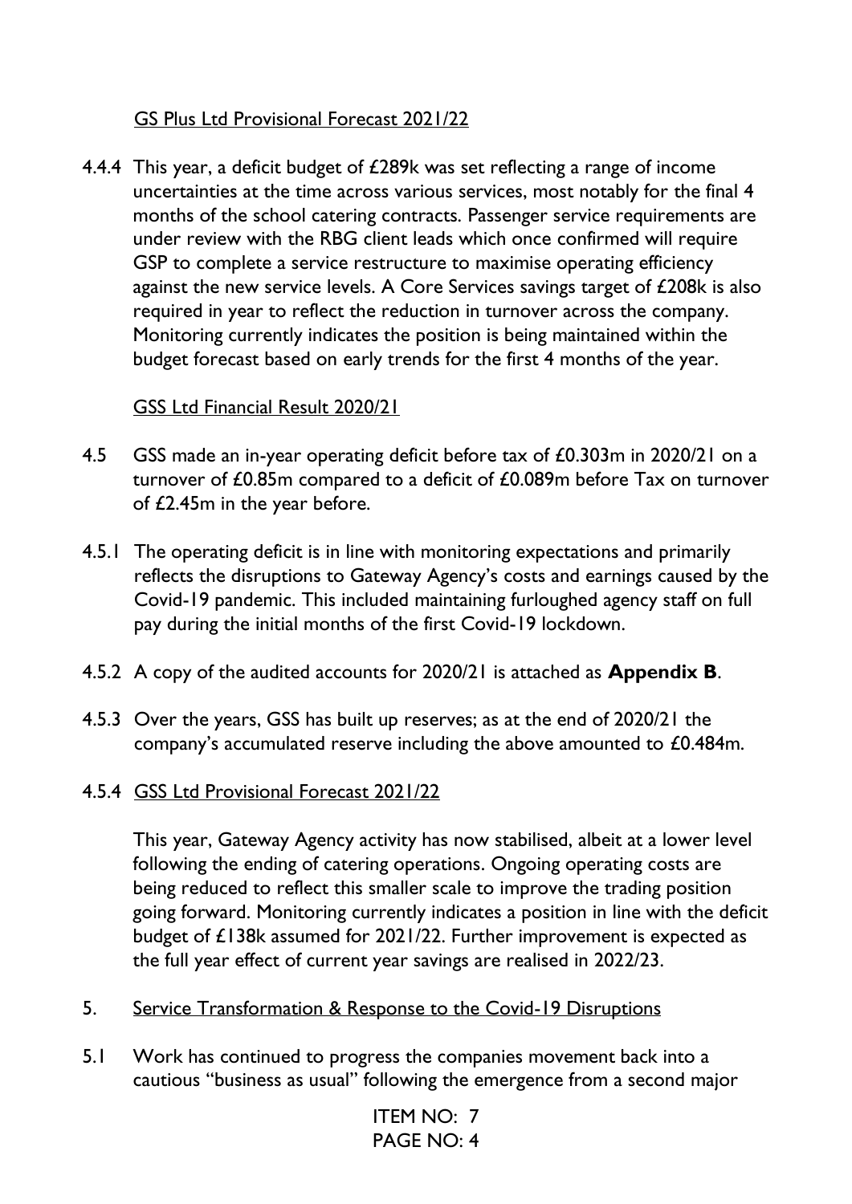GS Plus Ltd Provisional Forecast 2021/22

4.4.4 This year, a deficit budget of £289k was set reflecting a range of income uncertainties at the time across various services, most notably for the final 4 months of the school catering contracts. Passenger service requirements are under review with the RBG client leads which once confirmed will require GSP to complete a service restructure to maximise operating efficiency against the new service levels. A Core Services savings target of £208k is also required in year to reflect the reduction in turnover across the company. Monitoring currently indicates the position is being maintained within the budget forecast based on early trends for the first 4 months of the year.

GSS Ltd Financial Result 2020/21

4.5 GSS made an in-year operating deficit before tax of £0.303m in 2020/21 on a turnover of £0.85m compared to a deficit of £0.089m before Tax on turnover of £2.45m in the year before.

4.5.1 The operating deficit is in line with monitoring expectations and primarily reflects the disruptions to Gateway Agency's costs and earnings caused by the Covid-19 pandemic. This included maintaining furloughed agency staff on full pay during the initial months of the first Covid-19 lockdown.

4.5.2 A copy of the audited accounts for 2020/21 is attached as **Appendix B**.

4.5.3 Over the years, GSS has built up reserves; as at the end of 2020/21 the company's accumulated reserve including the above amounted to £0.484m.

4.5.4 GSS Ltd Provisional Forecast 2021/22

This year, Gateway Agency activity has now stabilised, albeit at a lower level following the ending of catering operations. Ongoing operating costs are being reduced to reflect this smaller scale to improve the trading position going forward. Monitoring currently indicates a position in line with the deficit budget of £138k assumed for 2021/22. Further improvement is expected as the full year effect of current year savings are realised in 2022/23.

5. Service Transformation & Response to the Covid-19 Disruptions

5.1 Work has continued to progress the companies movement back into a cautious "business as usual" following the emergence from a second major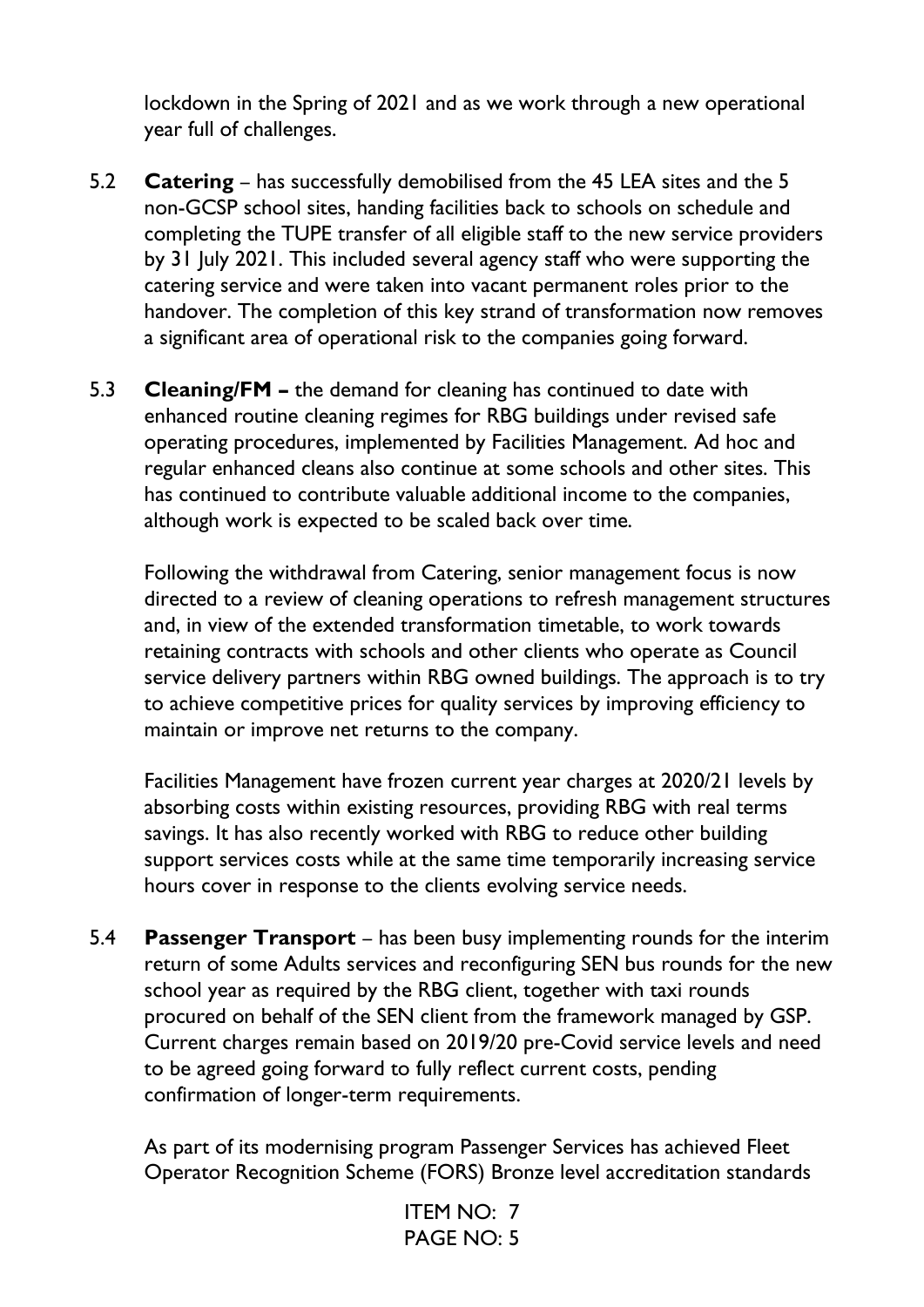lockdown in the Spring of 2021 and as we work through a new operational year full of challenges.

5.2 **Catering** – has successfully demobilised from the 45 LEA sites and the 5 non-GCSP school sites, handing facilities back to schools on schedule and completing the TUPE transfer of all eligible staff to the new service providers by 31 July 2021. This included several agency staff who were supporting the catering service and were taken into vacant permanent roles prior to the handover. The completion of this key strand of transformation now removes a significant area of operational risk to the companies going forward.

5.3 **Cleaning/FM –** the demand for cleaning has continued to date with enhanced routine cleaning regimes for RBG buildings under revised safe operating procedures, implemented by Facilities Management. Ad hoc and regular enhanced cleans also continue at some schools and other sites. This has continued to contribute valuable additional income to the companies, although work is expected to be scaled back over time.

Following the withdrawal from Catering, senior management focus is now directed to a review of cleaning operations to refresh management structures and, in view of the extended transformation timetable, to work towards retaining contracts with schools and other clients who operate as Council service delivery partners within RBG owned buildings. The approach is to try to achieve competitive prices for quality services by improving efficiency to maintain or improve net returns to the company.

Facilities Management have frozen current year charges at 2020/21 levels by absorbing costs within existing resources, providing RBG with real terms savings. It has also recently worked with RBG to reduce other building support services costs while at the same time temporarily increasing service hours cover in response to the clients evolving service needs.

5.4 **Passenger Transport** – has been busy implementing rounds for the interim return of some Adults services and reconfiguring SEN bus rounds for the new school year as required by the RBG client, together with taxi rounds procured on behalf of the SEN client from the framework managed by GSP. Current charges remain based on 2019/20 pre-Covid service levels and need to be agreed going forward to fully reflect current costs, pending confirmation of longer-term requirements.

As part of its modernising program Passenger Services has achieved Fleet Operator Recognition Scheme (FORS) Bronze level accreditation standards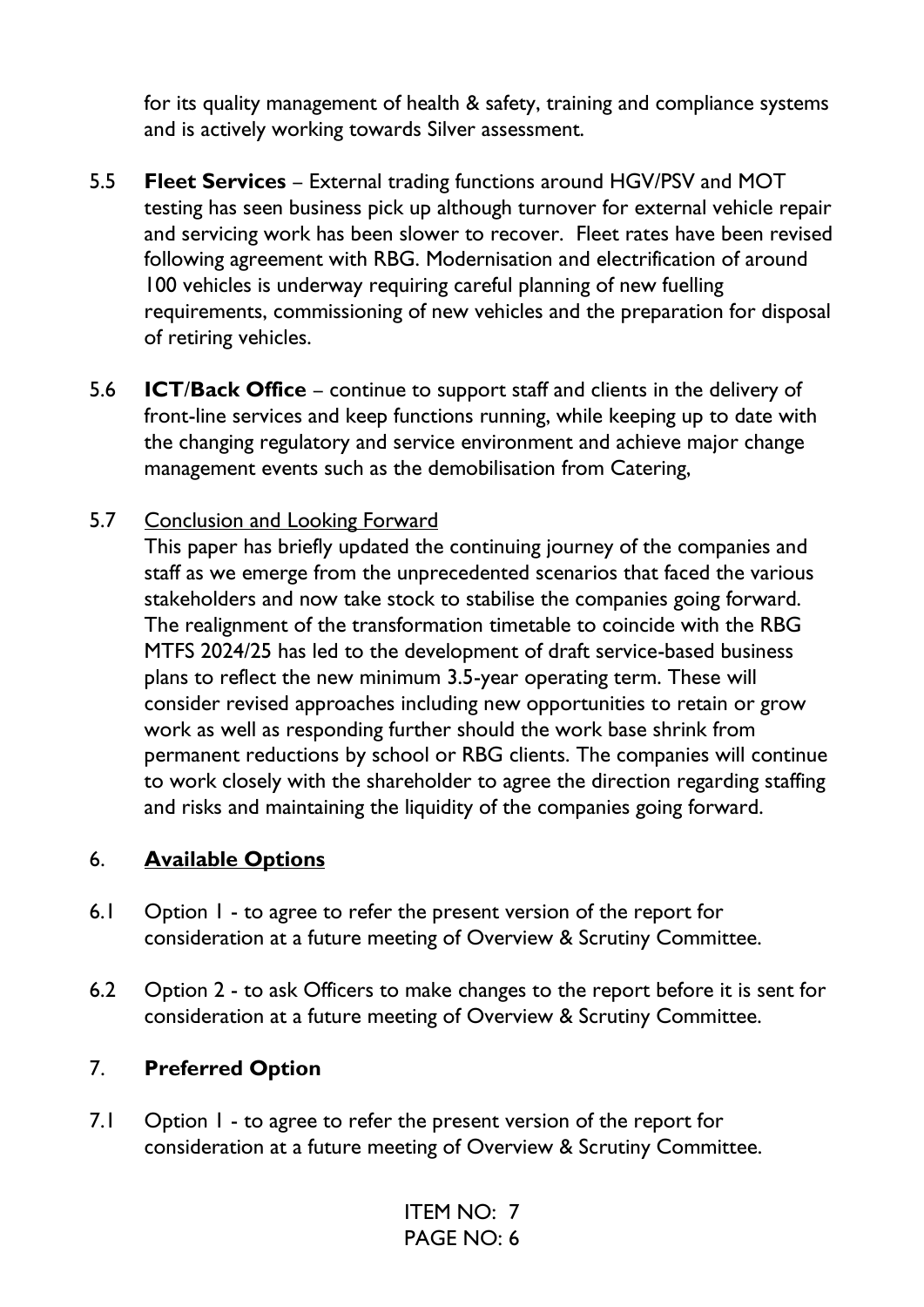for its quality management of health & safety, training and compliance systems and is actively working towards Silver assessment.

5.5 **Fleet Services** – External trading functions around HGV/PSV and MOT testing has seen business pick up although turnover for external vehicle repair and servicing work has been slower to recover. Fleet rates have been revised following agreement with RBG. Modernisation and electrification of around 100 vehicles is underway requiring careful planning of new fuelling requirements, commissioning of new vehicles and the preparation for disposal of retiring vehicles.

5.6 **ICT/Back Office** – continue to support staff and clients in the delivery of front-line services and keep functions running, while keeping up to date with the changing regulatory and service environment and achieve major change management events such as the demobilisation from Catering,

5.7 Conclusion and Looking Forward

This paper has briefly updated the continuing journey of the companies and staff as we emerge from the unprecedented scenarios that faced the various stakeholders and now take stock to stabilise the companies going forward. The realignment of the transformation timetable to coincide with the RBG MTFS 2024/25 has led to the development of draft service-based business plans to reflect the new minimum 3.5-year operating term. These will consider revised approaches including new opportunities to retain or grow work as well as responding further should the work base shrink from permanent reductions by school or RBG clients. The companies will continue to work closely with the shareholder to agree the direction regarding staffing and risks and maintaining the liquidity of the companies going forward.

## 6. Available Options

6.1 Option 1 - to agree to refer the present version of the report for consideration at a future meeting of Overview & Scrutiny Committee.

6.2 Option 2 - to ask Officers to make changes to the report before it is sent for consideration at a future meeting of Overview & Scrutiny Committee.

## 7. Preferred Option

7.1 Option 1 - to agree to refer the present version of the report for consideration at a future meeting of Overview & Scrutiny Committee.

ITEM NO: 7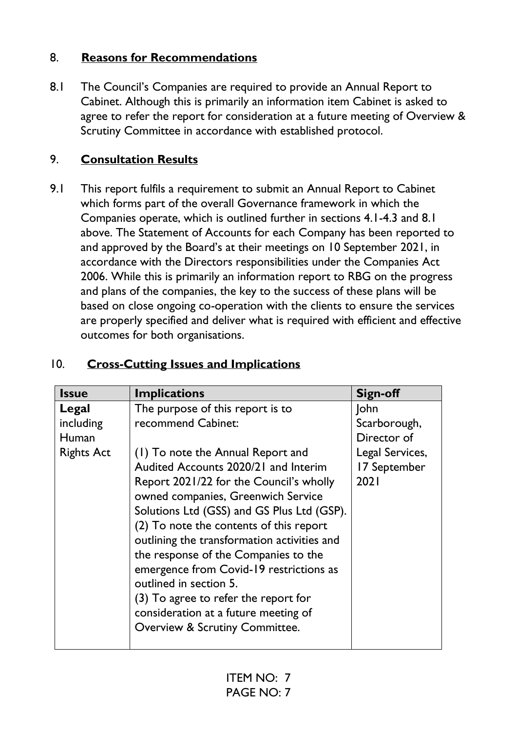## 8. Reasons for Recommendations

8.1 The Council's Companies are required to provide an Annual Report to Cabinet. Although this is primarily an information item Cabinet is asked to agree to refer the report for consideration at a future meeting of Overview & Scrutiny Committee in accordance with established protocol.

## 9. Consultation Results

9.1 This report fulfils a requirement to submit an Annual Report to Cabinet which forms part of the overall Governance framework in which the Companies operate, which is outlined further in sections 4.1-4.3 and 8.1 above. The Statement of Accounts for each Company has been reported to and approved by the Board's at their meetings on 10 September 2021, in accordance with the Directors responsibilities under the Companies Act 2006. While this is primarily an information report to RBG on the progress and plans of the companies, the key to the success of these plans will be based on close ongoing co-operation with the clients to ensure the services are properly specified and deliver what is required with efficient and effective outcomes for both organisations.

## 10. Cross-Cutting Issues and Implications

| Issue | Implications | Sign-off |
|---|---|---|
| **Legal** including Human Rights Act | The purpose of this report is to recommend Cabinet:<br><br>(1) To note the Annual Report and Audited Accounts 2020/21 and Interim Report 2021/22 for the Council's wholly owned companies, Greenwich Service Solutions Ltd (GSS) and GS Plus Ltd (GSP).<br>(2) To note the contents of this report outlining the transformation activities and the response of the Companies to the emergence from Covid-19 restrictions as outlined in section 5.<br>(3) To agree to refer the report for consideration at a future meeting of Overview & Scrutiny Committee. | John Scarborough, Director of Legal Services, 17 September 2021 |

ITEM NO: 7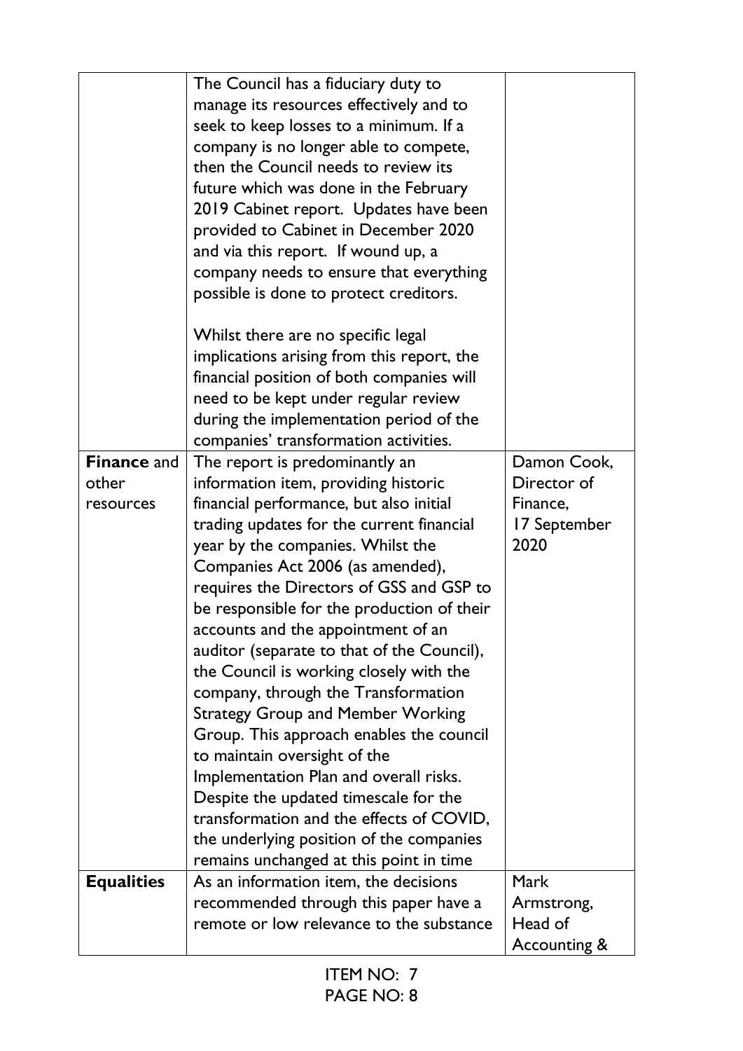| | | |
|---|---|---|
| | The Council has a fiduciary duty to manage its resources effectively and to seek to keep losses to a minimum. If a company is no longer able to compete, then the Council needs to review its future which was done in the February 2019 Cabinet report. Updates have been provided to Cabinet in December 2020 and via this report. If wound up, a company needs to ensure that everything possible is done to protect creditors.<br><br>Whilst there are no specific legal implications arising from this report, the financial position of both companies will need to be kept under regular review during the implementation period of the companies' transformation activities. | |
| **Finance** and other resources | The report is predominantly an information item, providing historic financial performance, but also initial trading updates for the current financial year by the companies. Whilst the Companies Act 2006 (as amended), requires the Directors of GSS and GSP to be responsible for the production of their accounts and the appointment of an auditor (separate to that of the Council), the Council is working closely with the company, through the Transformation Strategy Group and Member Working Group. This approach enables the council to maintain oversight of the Implementation Plan and overall risks. Despite the updated timescale for the transformation and the effects of COVID, the underlying position of the companies remains unchanged at this point in time | Damon Cook, Director of Finance, 17 September 2020 |
| **Equalities** | As an information item, the decisions recommended through this paper have a remote or low relevance to the substance | Mark Armstrong, Head of Accounting & |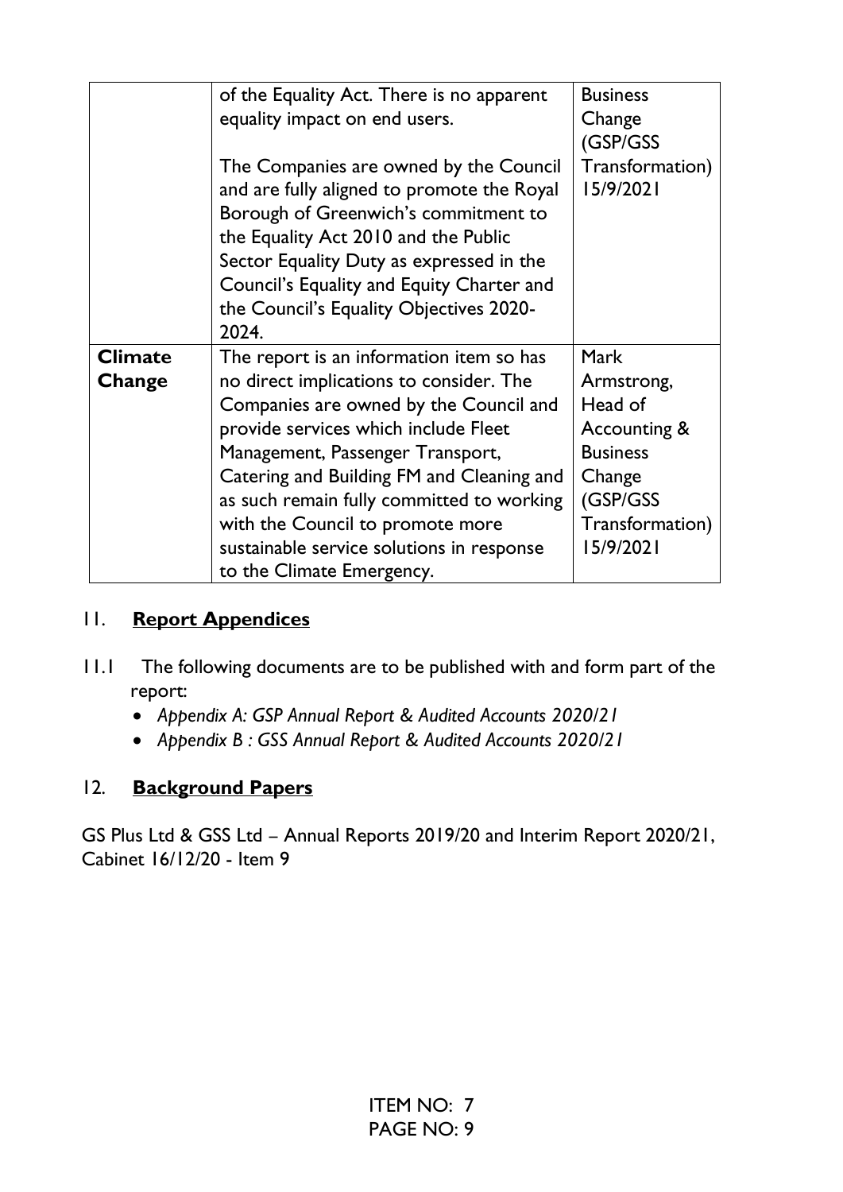| | | |
|---|---|---|
| | of the Equality Act. There is no apparent equality impact on end users.<br><br>The Companies are owned by the Council and are fully aligned to promote the Royal Borough of Greenwich's commitment to the Equality Act 2010 and the Public Sector Equality Duty as expressed in the Council's Equality and Equity Charter and the Council's Equality Objectives 2020-2024. | Business Change (GSP/GSS Transformation) 15/9/2021 |
| **Climate Change** | The report is an information item so has no direct implications to consider. The Companies are owned by the Council and provide services which include Fleet Management, Passenger Transport, Catering and Building FM and Cleaning and as such remain fully committed to working with the Council to promote more sustainable service solutions in response to the Climate Emergency. | Mark Armstrong, Head of Accounting & Business Change (GSP/GSS Transformation) 15/9/2021 |

## 11. **Report Appendices**

11.1 The following documents are to be published with and form part of the report:

- *Appendix A: GSP Annual Report & Audited Accounts 2020/21*
- *Appendix B : GSS Annual Report & Audited Accounts 2020/21*

## 12. **Background Papers**

GS Plus Ltd & GSS Ltd – Annual Reports 2019/20 and Interim Report 2020/21, Cabinet 16/12/20 - Item 9

ITEM NO: 7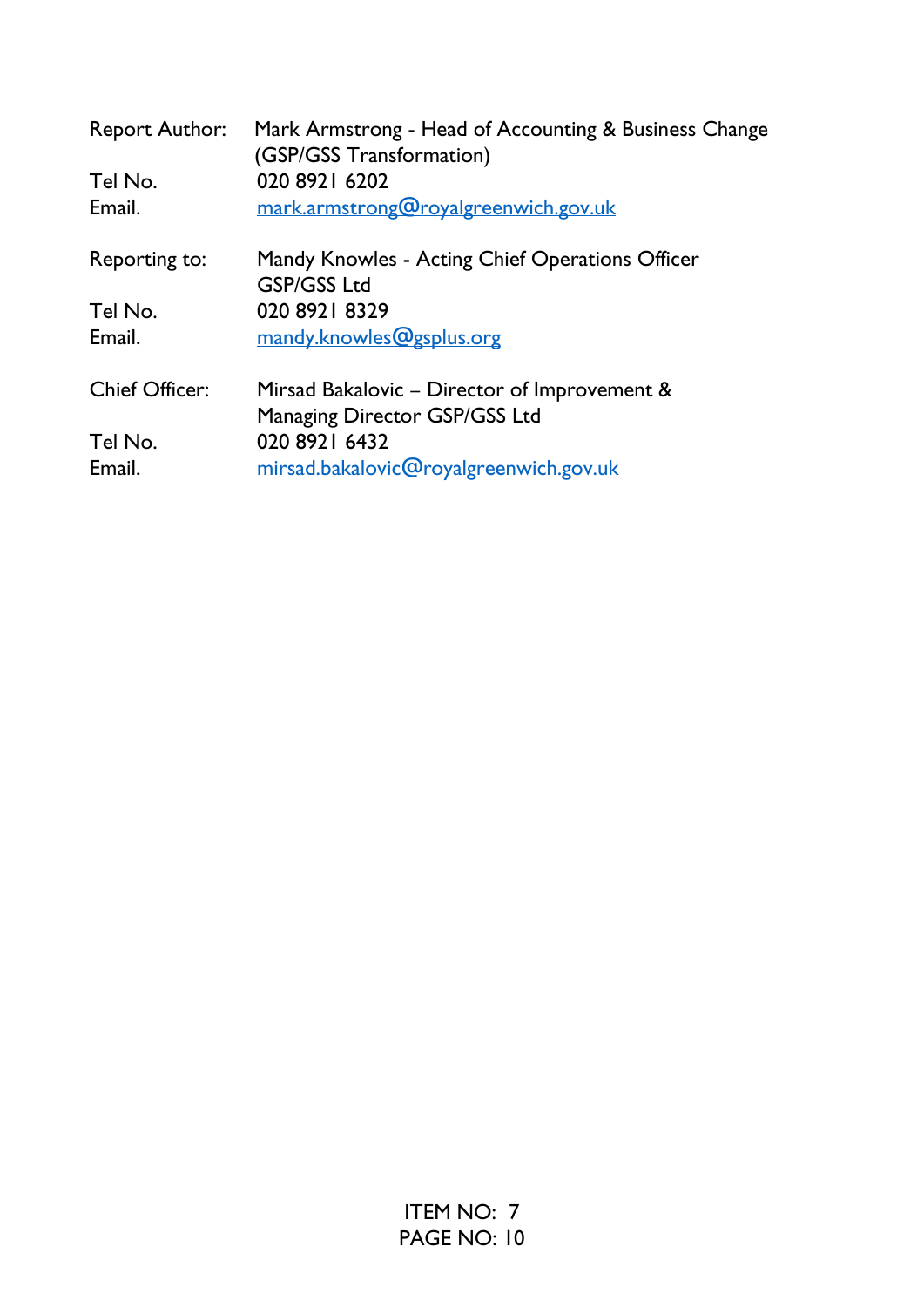| | |
|---|---|
| Report Author: | Mark Armstrong - Head of Accounting & Business Change (GSP/GSS Transformation) |
| Tel No. | 020 8921 6202 |
| Email. | mark.armstrong@royalgreenwich.gov.uk |
| | |
| Reporting to: | Mandy Knowles - Acting Chief Operations Officer GSP/GSS Ltd |
| Tel No. | 020 8921 8329 |
| Email. | mandy.knowles@gsplus.org |
| | |
| Chief Officer: | Mirsad Bakalovic – Director of Improvement & Managing Director GSP/GSS Ltd |
| Tel No. | 020 8921 6432 |
| Email. | mirsad.bakalovic@royalgreenwich.gov.uk |

ITEM NO: 7
PAGE NO: 10